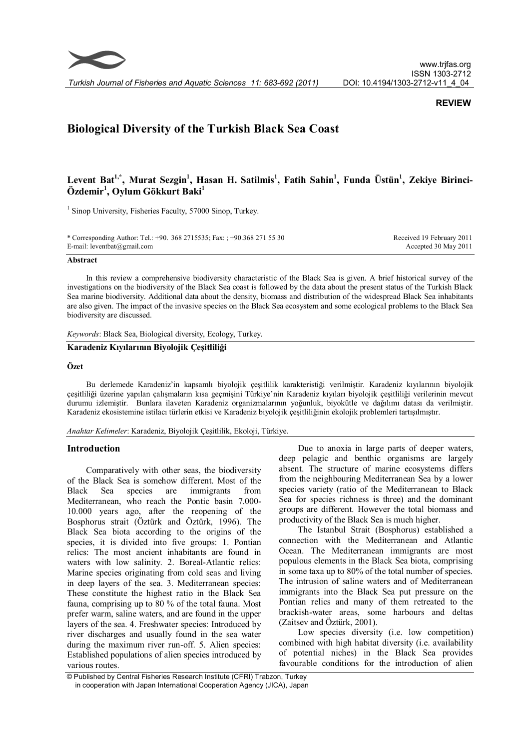REVIEW

# Biological Diversity of the Turkish Black Sea Coast

**Levent Bat[1,*], Murat Sezgin[1], Hasan H. Satilmis[1], Fatih Sahin[1], Funda Üstün[1], Zekiye Birinci-Özdemir[1], Oylum Gökkurt Baki[1]**

[1] Sinop University, Fisheries Faculty, 57000 Sinop, Turkey.

\* Corresponding Author: Tel.: +90. 368 2715535; Fax: ; +90.368 271 55 30
E-mail: leventbat@gmail.com

Received 19 February 2011
Accepted 30 May 2011

## Abstract

In this review a comprehensive biodiversity characteristic of the Black Sea is given. A brief historical survey of the investigations on the biodiversity of the Black Sea coast is followed by the data about the present status of the Turkish Black Sea marine biodiversity. Additional data about the density, biomass and distribution of the widespread Black Sea inhabitants are also given. The impact of the invasive species on the Black Sea ecosystem and some ecological problems to the Black Sea biodiversity are discussed.

*Keywords*: Black Sea, Biological diversity, Ecology, Turkey.

## Karadeniz Kıyılarının Biyolojik Çeşitliliği

### Özet

Bu derlemede Karadeniz'in kapsamlı biyolojik çeşitlilik karakteristiği verilmiştir. Karadeniz kıyılarının biyolojik çeşitliliği üzerine yapılan çalışmaların kısa geçmişini Türkiye'nin Karadeniz kıyıları biyolojik çeşitliliği verilerinin mevcut durumu izlemiştir. Bunlara ilaveten Karadeniz organizmalarının yoğunluk, biyokütle ve dağılımı datası da verilmiştir. Karadeniz ekosistemine istilacı türlerin etkisi ve Karadeniz biyolojik çeşitliliğinin ekolojik problemleri tartışılmıştır.

*Anahtar Kelimeler*: Karadeniz, Biyolojik Çeşitlilik, Ekoloji, Türkiye.

## Introduction

Comparatively with other seas, the biodiversity of the Black Sea is somehow different. Most of the Black Sea species are immigrants from Mediterranean, who reach the Pontic basin 7.000-10.000 years ago, after the reopening of the Bosphorus strait (Öztürk and Öztürk, 1996). The Black Sea biota according to the origins of the species, it is divided into five groups: 1. Pontian relics: The most ancient inhabitants are found in waters with low salinity. 2. Boreal-Atlantic relics: Marine species originating from cold seas and living in deep layers of the sea. 3. Mediterranean species: These constitute the highest ratio in the Black Sea fauna, comprising up to 80 % of the total fauna. Most prefer warm, saline waters, and are found in the upper layers of the sea. 4. Freshwater species: Introduced by river discharges and usually found in the sea water during the maximum river run-off. 5. Alien species: Established populations of alien species introduced by various routes.

Due to anoxia in large parts of deeper waters, deep pelagic and benthic organisms are largely absent. The structure of marine ecosystems differs from the neighbouring Mediterranean Sea by a lower species variety (ratio of the Mediterranean to Black Sea for species richness is three) and the dominant groups are different. However the total biomass and productivity of the Black Sea is much higher.

The Istanbul Strait (Bosphorus) established a connection with the Mediterranean and Atlantic Ocean. The Mediterranean immigrants are most populous elements in the Black Sea biota, comprising in some taxa up to 80% of the total number of species. The intrusion of saline waters and of Mediterranean immigrants into the Black Sea put pressure on the Pontian relics and many of them retreated to the brackish-water areas, some harbours and deltas (Zaitsev and Öztürk, 2001).

Low species diversity (i.e. low competition) combined with high habitat diversity (i.e. availability of potential niches) in the Black Sea provides favourable conditions for the introduction of alien

© Published by Central Fisheries Research Institute (CFRI) Trabzon, Turkey in cooperation with Japan International Cooperation Agency (JICA), Japan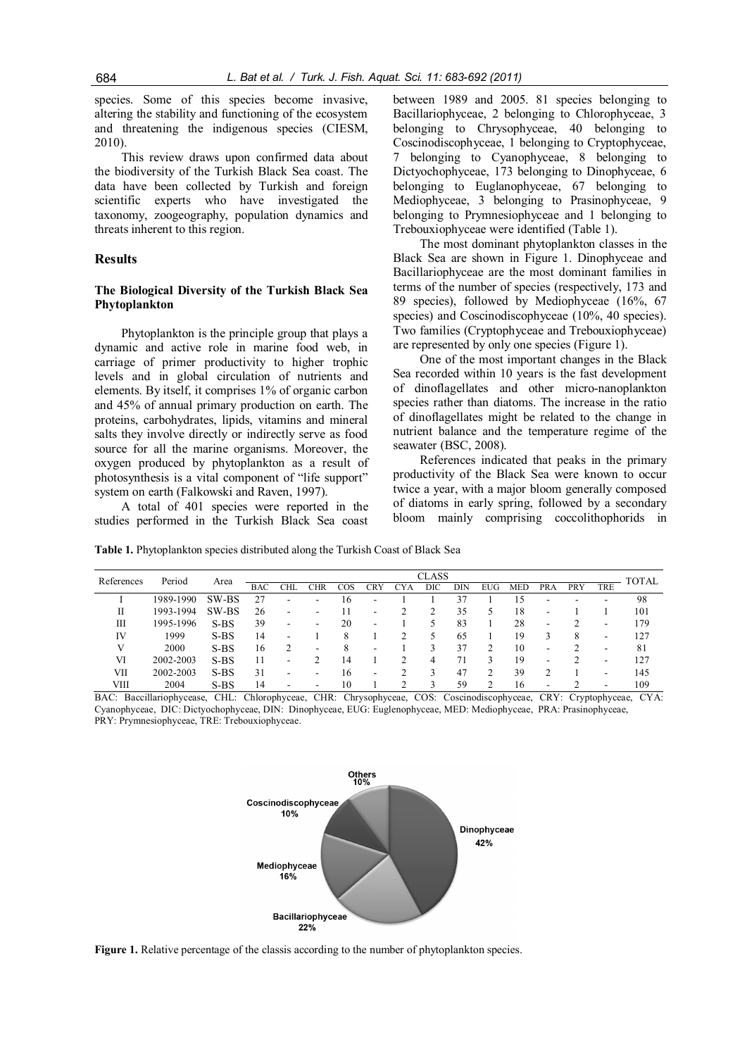species. Some of this species become invasive, altering the stability and functioning of the ecosystem and threatening the indigenous species (CIESM, 2010).

This review draws upon confirmed data about the biodiversity of the Turkish Black Sea coast. The data have been collected by Turkish and foreign scientific experts who have investigated the taxonomy, zoogeography, population dynamics and threats inherent to this region.

## Results

### The Biological Diversity of the Turkish Black Sea Phytoplankton

Phytoplankton is the principle group that plays a dynamic and active role in marine food web, in carriage of primer productivity to higher trophic levels and in global circulation of nutrients and elements. By itself, it comprises 1% of organic carbon and 45% of annual primary production on earth. The proteins, carbohydrates, lipids, vitamins and mineral salts they involve directly or indirectly serve as food source for all the marine organisms. Moreover, the oxygen produced by phytoplankton as a result of photosynthesis is a vital component of "life support" system on earth (Falkowski and Raven, 1997).

A total of 401 species were reported in the studies performed in the Turkish Black Sea coast between 1989 and 2005. 81 species belonging to Bacillariophyceae, 2 belonging to Chlorophyceae, 3 belonging to Chrysophyceae, 40 belonging to Coscinodiscophyceae, 1 belonging to Cryptophyceae, 7 belonging to Cyanophyceae, 8 belonging to Dictyochophyceae, 173 belonging to Dinophyceae, 6 belonging to Euglanophyceae, 67 belonging to Mediophyceae, 3 belonging to Prasinophyceae, 9 belonging to Prymnesiophyceae and 1 belonging to Trebouxiophyceae were identified (Table 1).

The most dominant phytoplankton classes in the Black Sea are shown in Figure 1. Dinophyceae and Bacillariophyceae are the most dominant families in terms of the number of species (respectively, 173 and 89 species), followed by Mediophyceae (16%, 67 species) and Coscinodiscophyceae (10%, 40 species). Two families (Cryptophyceae and Trebouxiophyceae) are represented by only one species (Figure 1).

One of the most important changes in the Black Sea recorded within 10 years is the fast development of dinoflagellates and other micro-nanoplankton species rather than diatoms. The increase in the ratio of dinoflagellates might be related to the change in nutrient balance and the temperature regime of the seawater (BSC, 2008).

References indicated that peaks in the primary productivity of the Black Sea were known to occur twice a year, with a major bloom generally composed of diatoms in early spring, followed by a secondary bloom mainly comprising coccolithophorids in

**Table 1.** Phytoplankton species distributed along the Turkish Coast of Black Sea

| References | Period | Area | CLASS | | | | | | | | | | | | | TOTAL |
|---|---|---|---|---|---|---|---|---|---|---|---|---|---|---|---|---|
| | | | BAC | CHL | CHR | COS | CRY | CYA | DIC | DIN | EUG | MED | PRA | PRY | TRE | |
| I | 1989-1990 | SW-BS | 27 | - | - | 16 | - | 1 | 1 | 37 | 1 | 15 | - | - | - | 98 |
| II | 1993-1994 | SW-BS | 26 | - | - | 11 | - | 2 | 2 | 35 | 5 | 18 | - | 1 | 1 | 101 |
| III | 1995-1996 | S-BS | 39 | - | - | 20 | - | 1 | 5 | 83 | 1 | 28 | - | 2 | - | 179 |
| IV | 1999 | S-BS | 14 | - | 1 | 8 | 1 | 2 | 5 | 65 | 1 | 19 | 3 | 8 | - | 127 |
| V | 2000 | S-BS | 16 | 2 | - | 8 | - | 1 | 3 | 37 | 2 | 10 | - | 2 | - | 81 |
| VI | 2002-2003 | S-BS | 11 | - | 2 | 14 | 1 | 2 | 4 | 71 | 3 | 19 | - | 2 | - | 127 |
| VII | 2002-2003 | S-BS | 31 | - | - | 16 | - | 2 | 3 | 47 | 2 | 39 | 2 | 1 | - | 145 |
| VIII | 2004 | S-BS | 14 | - | - | 10 | 1 | 2 | 3 | 59 | 2 | 16 | - | 2 | - | 109 |

BAC: Baccillariophycease, CHL: Chlorophyceae, CHR: Chrysophyceae, COS: Coscinodiscophyceae, CRY: Cryptophyceae, CYA: Cyanophyceae, DIC: Dictyochophyceae, DIN: Dinophyceae, EUG: Euglenophyceae, MED: Mediophyceae, PRA: Prasinophyceae, PRY: Prymnesiophyceae, TRE: Trebouxiophyceae.

**Figure 1.** Relative percentage of the classis according to the number of phytoplankton species.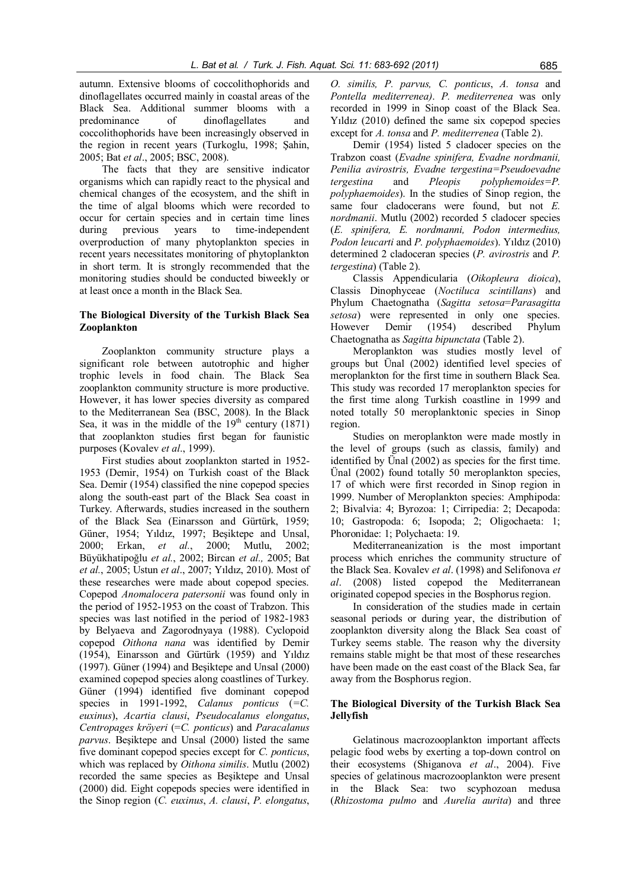autumn. Extensive blooms of coccolithophorids and dinoflagellates occurred mainly in coastal areas of the Black Sea. Additional summer blooms with a predominance of dinoflagellates and coccolithophorids have been increasingly observed in the region in recent years (Turkoglu, 1998; Şahin, 2005; Bat *et al*., 2005; BSC, 2008).

The facts that they are sensitive indicator organisms which can rapidly react to the physical and chemical changes of the ecosystem, and the shift in the time of algal blooms which were recorded to occur for certain species and in certain time lines during previous years to time-independent overproduction of many phytoplankton species in recent years necessitates monitoring of phytoplankton in short term. It is strongly recommended that the monitoring studies should be conducted biweekly or at least once a month in the Black Sea.

### The Biological Diversity of the Turkish Black Sea Zooplankton

Zooplankton community structure plays a significant role between autotrophic and higher trophic levels in food chain. The Black Sea zooplankton community structure is more productive. However, it has lower species diversity as compared to the Mediterranean Sea (BSC, 2008). In the Black Sea, it was in the middle of the 19th century (1871) that zooplankton studies first began for faunistic purposes (Kovalev *et al*., 1999).

First studies about zooplankton started in 1952-1953 (Demir, 1954) on Turkish coast of the Black Sea. Demir (1954) classified the nine copepod species along the south-east part of the Black Sea coast in Turkey. Afterwards, studies increased in the southern of the Black Sea (Einarsson and Gürtürk, 1959; Güner, 1954; Yıldız, 1997; Beşiktepe and Unsal, 2000; Erkan, *et al.*, 2000; Mutlu, 2002; Büyükhatipoğlu *et al.*, 2002; Bircan *et al.,* 2005; Bat *et al.*, 2005; Ustun *et al*., 2007; Yıldız, 2010). Most of these researches were made about copepod species. Copepod *Anomalocera patersonii* was found only in the period of 1952-1953 on the coast of Trabzon. This species was last notified in the period of 1982-1983 by Belyaeva and Zagorodnyaya (1988). Cyclopoid copepod *Oithona nana* was identified by Demir (1954), Einarsson and Gürtürk (1959) and Yıldız (1997). Güner (1994) and Beşiktepe and Unsal (2000) examined copepod species along coastlines of Turkey. Güner (1994) identified five dominant copepod species in 1991-1992, *Calanus ponticus* (=*C. euxinus*), *Acartia clausi*, *Pseudocalanus elongatus*, *Centropages kröyeri* (=*C. ponticus*) and *Paracalanus parvus*. Beşiktepe and Unsal (2000) listed the same five dominant copepod species except for *C. ponticus*, which was replaced by *Oithona similis*. Mutlu (2002) recorded the same species as Beşiktepe and Unsal (2000) did. Eight copepods species were identified in the Sinop region (*C. euxinus*, *A. clausi*, *P. elongatus*, *O. similis, P. parvus, C. ponticus*, *A. tonsa* and *Pontella mediterrenea)*. *P. mediterrenea* was only recorded in 1999 in Sinop coast of the Black Sea. Yıldız (2010) defined the same six copepod species except for *A. tonsa* and *P. mediterrenea* (Table 2).

Demir (1954) listed 5 cladocer species on the Trabzon coast (*Evadne spinifera, Evadne nordmanii, Penilia avirostris, Evadne tergestina=Pseudoevadne tergestina* and *Pleopis polyphemoides=P. polyphaemoides*). In the studies of Sinop region, the same four cladocerans were found, but not *E. nordmanii*. Mutlu (2002) recorded 5 cladocer species (*E. spinifera, E. nordmanni, Podon intermedius, Podon leucarti* and *P. polyphaemoides*). Yıldız (2010) determined 2 cladoceran species (*P. avirostris* and *P. tergestina*) (Table 2).

Classis Appendicularia (*Oikopleura dioica*), Classis Dinophyceae (*Noctiluca scintillans*) and Phylum Chaetognatha (*Sagitta setosa*=*Parasagitta setosa*) were represented in only one species. However Demir (1954) described Phylum Chaetognatha as *Sagitta bipunctata* (Table 2).

Meroplankton was studies mostly level of groups but Ünal (2002) identified level species of meroplankton for the first time in southern Black Sea. This study was recorded 17 meroplankton species for the first time along Turkish coastline in 1999 and noted totally 50 meroplanktonic species in Sinop region.

Studies on meroplankton were made mostly in the level of groups (such as classis, family) and identified by Ünal (2002) as species for the first time. Ünal (2002) found totally 50 meroplankton species, 17 of which were first recorded in Sinop region in 1999. Number of Meroplankton species: Amphipoda: 2; Bivalvia: 4; Byrozoa: 1; Cirripedia: 2; Decapoda: 10; Gastropoda: 6; Isopoda; 2; Oligochaeta: 1; Phoronidae: 1; Polychaeta: 19.

Mediterraneanization is the most important process which enriches the community structure of the Black Sea. Kovalev *et al*. (1998) and Selifonova *et al*. (2008) listed copepod the Mediterranean originated copepod species in the Bosphorus region.

In consideration of the studies made in certain seasonal periods or during year, the distribution of zooplankton diversity along the Black Sea coast of Turkey seems stable. The reason why the diversity remains stable might be that most of these researches have been made on the east coast of the Black Sea, far away from the Bosphorus region.

### The Biological Diversity of the Turkish Black Sea Jellyfish

Gelatinous macrozooplankton important affects pelagic food webs by exerting a top-down control on their ecosystems (Shiganova *et al*., 2004). Five species of gelatinous macrozooplankton were present in the Black Sea: two scyphozoan medusa (*Rhizostoma pulmo* and *Aurelia aurita*) and three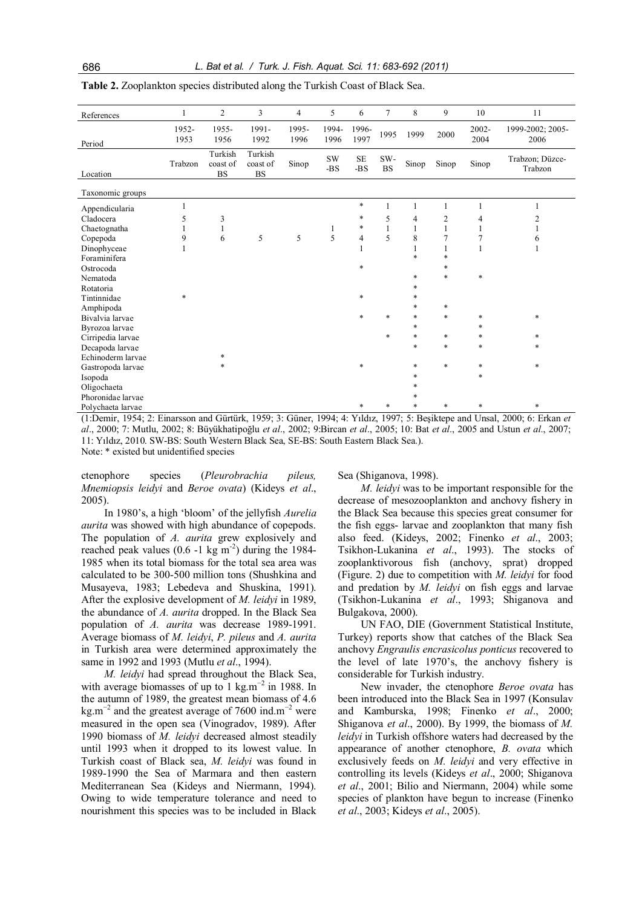**Table 2.** Zooplankton species distributed along the Turkish Coast of Black Sea.

| References | 1 | 2 | 3 | 4 | 5 | 6 | 7 | 8 | 9 | 10 | 11 |
|---|---|---|---|---|---|---|---|---|---|---|---|
| Period | 1952-1953 | 1955-1956 | 1991-1992 | 1995-1996 | 1994-1996 | 1996-1997 | 1995 | 1999 | 2000 | 2002-2004 | 1999-2002; 2005-2006 |
| Location | Trabzon | Turkish coast of BS | Turkish coast of BS | Sinop | SW-BS | SE-BS | SW-BS | Sinop | Sinop | Sinop | Trabzon; Düzce-Trabzon |
| Taxonomic groups | | | | | | | | | | | |
| Appendicularia | 1 | | | | | * | 1 | 1 | 1 | 1 | 1 |
| Cladocera | 5 | 3 | | | | * | 5 | 4 | 2 | 4 | 2 |
| Chaetognatha | 1 | 1 | | | 1 | * | 1 | 1 | 1 | 1 | 1 |
| Copepoda | 9 | 6 | 5 | 5 | 5 | 4 | 5 | 8 | 7 | 7 | 6 |
| Dinophyceae | 1 | | | | | 1 | | 1 | 1 | 1 | 1 |
| Foraminifera | | | | | | | | * | * | | |
| Ostrocoda | | | | | | * | | | * | | |
| Nematoda | | | | | | | | * | * | * | |
| Rotatoria | | | | | | | | * | | | |
| Tintinnidae | * | | | | | * | | * | | | |
| Amphipoda | | | | | | | | * | * | | |
| Bivalvia larvae | | | | | | * | * | * | * | * | * |
| Byrozoa larvae | | | | | | | | * | | * | |
| Cirripedia larvae | | | | | | | * | * | * | * | * |
| Decapoda larvae | | | | | | | | * | * | * | * |
| Echinoderm larvae | | * | | | | | | | | | |
| Gastropoda larvae | | * | | | | * | | * | * | * | * |
| Isopoda | | | | | | | | * | | * | |
| Oligochaeta | | | | | | | | * | | | |
| Phoronidae larvae | | | | | | | | * | | | |
| Polychaeta larvae | | | | | | * | * | * | * | * | * |

(1:Demir, 1954; 2: Einarsson and Gürtürk, 1959; 3: Güner, 1994; 4: Yıldız, 1997; 5: Beşiktepe and Unsal, 2000; 6: Erkan *et al*., 2000; 7: Mutlu, 2002; 8: Büyükhatipoğlu *et al*., 2002; 9:Bircan *et al*., 2005; 10: Bat *et al*., 2005 and Ustun *et al*., 2007; 11: Yıldız, 2010. SW-BS: South Western Black Sea, SE-BS: South Eastern Black Sea.).
Note: * existed but unidentified species

ctenophore species (*Pleurobrachia pileus, Mnemiopsis leidyi* and *Beroe ovata*) (Kideys *et al*., 2005).

In 1980's, a high 'bloom' of the jellyfish *Aurelia aurita* was showed with high abundance of copepods. The population of *A. aurita* grew explosively and reached peak values (0.6 -1 kg $m^{-2}$) during the 1984-1985 when its total biomass for the total sea area was calculated to be 300-500 million tons (Shushkina and Musayeva, 1983; Lebedeva and Shuskina, 1991). After the explosive development of *M. leidyi* in 1989, the abundance of *A. aurita* dropped. In the Black Sea population of *A. aurita* was decrease 1989-1991. Average biomass of *M. leidyi*, *P. pileus* and *A. aurita* in Turkish area were determined approximately the same in 1992 and 1993 (Mutlu *et al*., 1994).

*M. leidyi* had spread throughout the Black Sea, with average biomasses of up to 1 kg.$m^{-2}$ in 1988. In the autumn of 1989, the greatest mean biomass of 4.6 kg.$m^{-2}$ and the greatest average of 7600 ind.$m^{-2}$ were measured in the open sea (Vinogradov, 1989). After 1990 biomass of *M. leidyi* decreased almost steadily until 1993 when it dropped to its lowest value. In Turkish coast of Black sea, *M. leidyi* was found in 1989-1990 the Sea of Marmara and then eastern Mediterranean Sea (Kideys and Niermann, 1994). Owing to wide temperature tolerance and need to nourishment this species was to be included in Black Sea (Shiganova, 1998).

*M. leidyi* was to be important responsible for the decrease of mesozooplankton and anchovy fishery in the Black Sea because this species great consumer for the fish eggs- larvae and zooplankton that many fish also feed. (Kideys, 2002; Finenko *et al*., 2003; Tsikhon-Lukanina *et al*., 1993). The stocks of zooplanktivorous fish (anchovy, sprat) dropped (Figure. 2) due to competition with *M. leidyi* for food and predation by *M. leidyi* on fish eggs and larvae (Tsikhon-Lukanina *et al*., 1993; Shiganova and Bulgakova, 2000).

UN FAO, DIE (Government Statistical Institute, Turkey) reports show that catches of the Black Sea anchovy *Engraulis encrasicolus ponticus* recovered to the level of late 1970's, the anchovy fishery is considerable for Turkish industry.

New invader, the ctenophore *Beroe ovata* has been introduced into the Black Sea in 1997 (Konsulav and Kamburska, 1998; Finenko *et al*., 2000; Shiganova *et al*., 2000). By 1999, the biomass of *M. leidyi* in Turkish offshore waters had decreased by the appearance of another ctenophore, *B. ovata* which exclusively feeds on *M. leidyi* and very effective in controlling its levels (Kideys *et al*., 2000; Shiganova *et al*., 2001; Bilio and Niermann, 2004) while some species of plankton have begun to increase (Finenko *et al*., 2003; Kideys *et al*., 2005).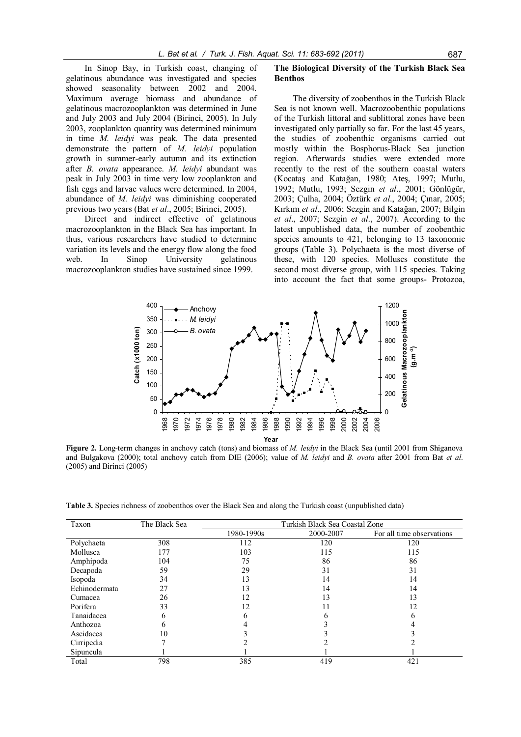In Sinop Bay, in Turkish coast, changing of gelatinous abundance was investigated and species showed seasonality between 2002 and 2004. Maximum average biomass and abundance of gelatinous macrozooplankton was determined in June and July 2003 and July 2004 (Birinci, 2005). In July 2003, zooplankton quantity was determined minimum in time *M. leidyi* was peak. The data presented demonstrate the pattern of *M. leidyi* population growth in summer-early autumn and its extinction after *B. ovata* appearance. *M. leidyi* abundant was peak in July 2003 in time very low zooplankton and fish eggs and larvae values were determined. In 2004, abundance of *M. leidyi* was diminishing cooperated previous two years (Bat *et al*., 2005; Birinci, 2005).

Direct and indirect effective of gelatinous macrozooplankton in the Black Sea has important. In thus, various researchers have studied to determine variation its levels and the energy flow along the food web. In Sinop University gelatinous macrozooplankton studies have sustained since 1999.

## The Biological Diversity of the Turkish Black Sea Benthos

The diversity of zoobenthos in the Turkish Black Sea is not known well. Macrozoobenthic populations of the Turkish littoral and sublittoral zones have been investigated only partially so far. For the last 45 years, the studies of zoobenthic organisms carried out mostly within the Bosphorus-Black Sea junction region. Afterwards studies were extended more recently to the rest of the southern coastal waters (Kocataş and Katağan, 1980; Ateş, 1997; Mutlu, 1992; Mutlu, 1993; Sezgin *et al*., 2001; Gönlügür, 2003; Çulha, 2004; Öztürk *et al*., 2004; Çınar, 2005; Kırkım *et al*., 2006; Sezgin and Katağan, 2007; Bilgin *et al*., 2007; Sezgin *et al*., 2007). According to the latest unpublished data, the number of zoobenthic species amounts to 421, belonging to 13 taxonomic groups (Table 3). Polychaeta is the most diverse of these, with 120 species. Molluscs constitute the second most diverse group, with 115 species. Taking into account the fact that some groups- Protozoa,

**Figure 2.** Long-term changes in anchovy catch (tons) and biomass of *M. leidyi* in the Black Sea (until 2001 from Shiganova and Bulgakova (2000); total anchovy catch from DIE (2006); value of *M. leidyi* and *B. ovata* after 2001 from Bat *et al*. (2005) and Birinci (2005)

**Table 3.** Species richness of zoobenthos over the Black Sea and along the Turkish coast (unpublished data)

| Taxon | The Black Sea | Turkish Black Sea Coastal Zone | | |
|---|---|---|---|---|
| | | 1980-1990s | 2000-2007 | For all time observations |
| Polychaeta | 308 | 112 | 120 | 120 |
| Mollusca | 177 | 103 | 115 | 115 |
| Amphipoda | 104 | 75 | 86 | 86 |
| Decapoda | 59 | 29 | 31 | 31 |
| Isopoda | 34 | 13 | 14 | 14 |
| Echinodermata | 27 | 13 | 14 | 14 |
| Cumacea | 26 | 12 | 13 | 13 |
| Porifera | 33 | 12 | 11 | 12 |
| Tanaidacea | 6 | 6 | 6 | 6 |
| Anthozoa | 6 | 4 | 3 | 4 |
| Ascidacea | 10 | 3 | 3 | 3 |
| Cirripedia | 7 | 2 | 2 | 2 |
| Sipuncula | 1 | 1 | 1 | 1 |
| Total | 798 | 385 | 419 | 421 |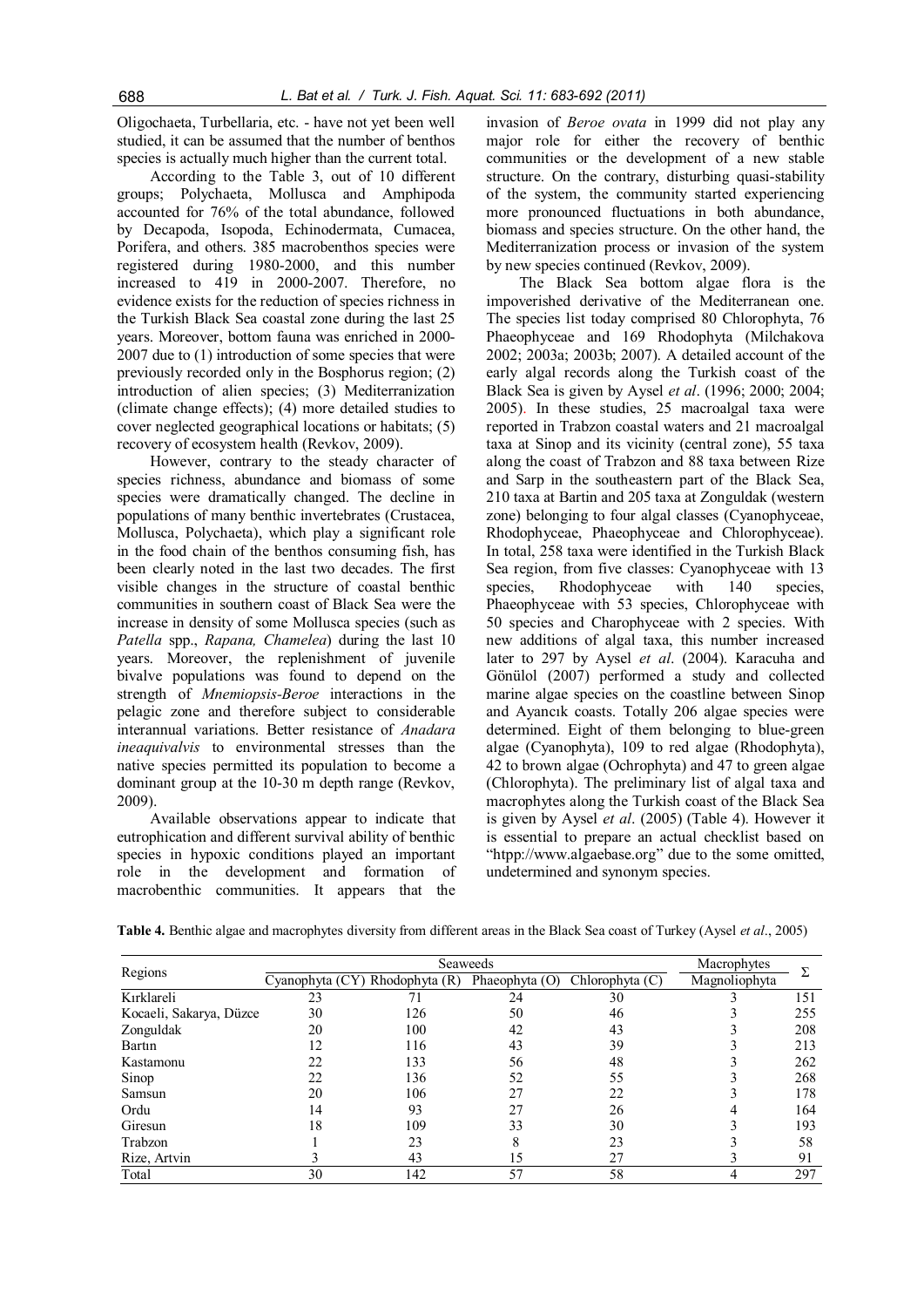Oligochaeta, Turbellaria, etc. - have not yet been well studied, it can be assumed that the number of benthos species is actually much higher than the current total.

According to the Table 3, out of 10 different groups; Polychaeta, Mollusca and Amphipoda accounted for 76% of the total abundance, followed by Decapoda, Isopoda, Echinodermata, Cumacea, Porifera, and others. 385 macrobenthos species were registered during 1980-2000, and this number increased to 419 in 2000-2007. Therefore, no evidence exists for the reduction of species richness in the Turkish Black Sea coastal zone during the last 25 years. Moreover, bottom fauna was enriched in 2000-2007 due to (1) introduction of some species that were previously recorded only in the Bosphorus region; (2) introduction of alien species; (3) Mediterranization (climate change effects); (4) more detailed studies to cover neglected geographical locations or habitats; (5) recovery of ecosystem health (Revkov, 2009).

However, contrary to the steady character of species richness, abundance and biomass of some species were dramatically changed. The decline in populations of many benthic invertebrates (Crustacea, Mollusca, Polychaeta), which play a significant role in the food chain of the benthos consuming fish, has been clearly noted in the last two decades. The first visible changes in the structure of coastal benthic communities in southern coast of Black Sea were the increase in density of some Mollusca species (such as *Patella* spp., *Rapana, Chamelea*) during the last 10 years. Moreover, the replenishment of juvenile bivalve populations was found to depend on the strength of *Mnemiopsis-Beroe* interactions in the pelagic zone and therefore subject to considerable interannual variations. Better resistance of *Anadara ineaquivalvis* to environmental stresses than the native species permitted its population to become a dominant group at the 10-30 m depth range (Revkov, 2009).

Available observations appear to indicate that eutrophication and different survival ability of benthic species in hypoxic conditions played an important role in the development and formation of macrobenthic communities. It appears that the invasion of *Beroe ovata* in 1999 did not play any major role for either the recovery of benthic communities or the development of a new stable structure. On the contrary, disturbing quasi-stability of the system, the community started experiencing more pronounced fluctuations in both abundance, biomass and species structure. On the other hand, the Mediterranization process or invasion of the system by new species continued (Revkov, 2009).

The Black Sea bottom algae flora is the impoverished derivative of the Mediterranean one. The species list today comprised 80 Chlorophyta, 76 Phaeophyceae and 169 Rhodophyta (Milchakova 2002; 2003a; 2003b; 2007). A detailed account of the early algal records along the Turkish coast of the Black Sea is given by Aysel *et al*. (1996; 2000; 2004; 2005). In these studies, 25 macroalgal taxa were reported in Trabzon coastal waters and 21 macroalgal taxa at Sinop and its vicinity (central zone), 55 taxa along the coast of Trabzon and 88 taxa between Rize and Sarp in the southeastern part of the Black Sea, 210 taxa at Bartin and 205 taxa at Zonguldak (western zone) belonging to four algal classes (Cyanophyceae, Rhodophyceae, Phaeophyceae and Chlorophyceae). In total, 258 taxa were identified in the Turkish Black Sea region, from five classes: Cyanophyceae with 13 species, Rhodophyceae with 140 species, Phaeophyceae with 53 species, Chlorophyceae with 50 species and Charophyceae with 2 species. With new additions of algal taxa, this number increased later to 297 by Aysel *et al*. (2004). Karacuha and Gönülol (2007) performed a study and collected marine algae species on the coastline between Sinop and Ayancık coasts. Totally 206 algae species were determined. Eight of them belonging to blue-green algae (Cyanophyta), 109 to red algae (Rhodophyta), 42 to brown algae (Ochrophyta) and 47 to green algae (Chlorophyta). The preliminary list of algal taxa and macrophytes along the Turkish coast of the Black Sea is given by Aysel *et al*. (2005) (Table 4). However it is essential to prepare an actual checklist based on "htpp://www.algaebase.org" due to the some omitted, undetermined and synonym species.

**Table 4.** Benthic algae and macrophytes diversity from different areas in the Black Sea coast of Turkey (Aysel *et al*., 2005)

| Regions | Seaweeds | | | | Macrophytes | Σ |
|---|---|---|---|---|---|---|
| | Cyanophyta (CY) | Rhodophyta (R) | Phaeophyta (O) | Chlorophyta (C) | Magnoliophyta | |
| Kırklareli | 23 | 71 | 24 | 30 | 3 | 151 |
| Kocaeli, Sakarya, Düzce | 30 | 126 | 50 | 46 | 3 | 255 |
| Zonguldak | 20 | 100 | 42 | 43 | 3 | 208 |
| Bartın | 12 | 116 | 43 | 39 | 3 | 213 |
| Kastamonu | 22 | 133 | 56 | 48 | 3 | 262 |
| Sinop | 22 | 136 | 52 | 55 | 3 | 268 |
| Samsun | 20 | 106 | 27 | 22 | 3 | 178 |
| Ordu | 14 | 93 | 27 | 26 | 4 | 164 |
| Giresun | 18 | 109 | 33 | 30 | 3 | 193 |
| Trabzon | 1 | 23 | 8 | 23 | 3 | 58 |
| Rize, Artvin | 3 | 43 | 15 | 27 | 3 | 91 |
| Total | 30 | 142 | 57 | 58 | 4 | 297 |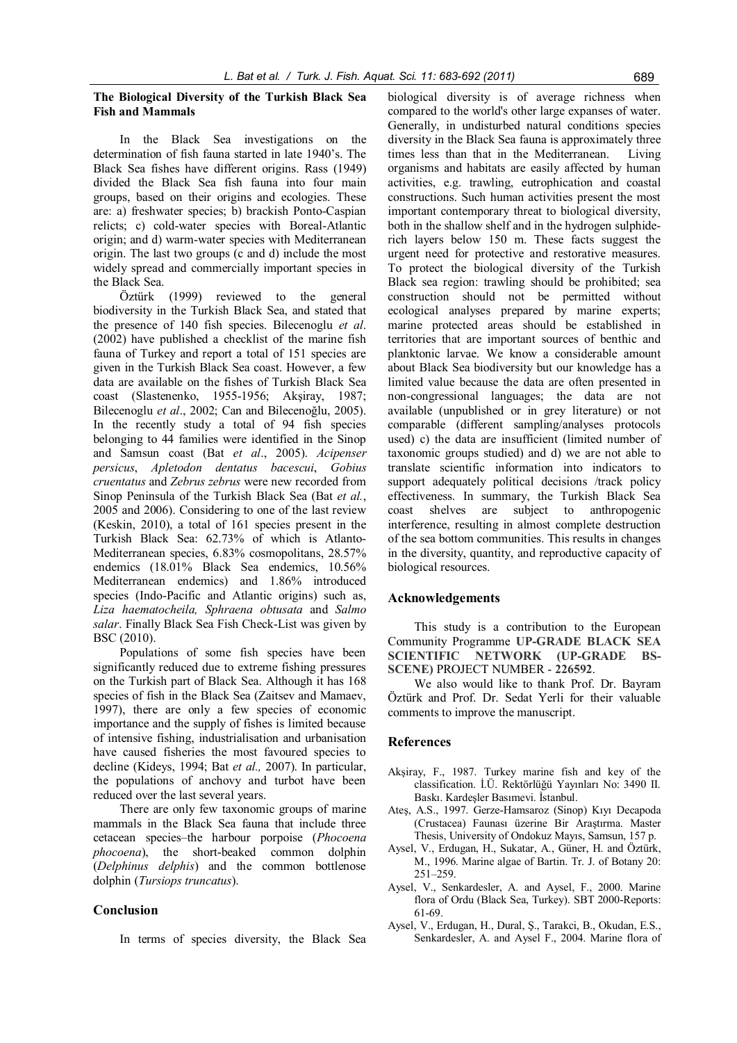### The Biological Diversity of the Turkish Black Sea Fish and Mammals

In the Black Sea investigations on the determination of fish fauna started in late 1940's. The Black Sea fishes have different origins. Rass (1949) divided the Black Sea fish fauna into four main groups, based on their origins and ecologies. These are: a) freshwater species; b) brackish Ponto-Caspian relicts; c) cold-water species with Boreal-Atlantic origin; and d) warm-water species with Mediterranean origin. The last two groups (c and d) include the most widely spread and commercially important species in the Black Sea.

Öztürk (1999) reviewed to the general biodiversity in the Turkish Black Sea, and stated that the presence of 140 fish species. Bilecenoglu *et al*. (2002) have published a checklist of the marine fish fauna of Turkey and report a total of 151 species are given in the Turkish Black Sea coast. However, a few data are available on the fishes of Turkish Black Sea coast (Slastenenko, 1955-1956; Akşiray, 1987; Bilecenoglu *et al*., 2002; Can and Bilecenoğlu, 2005). In the recently study a total of 94 fish species belonging to 44 families were identified in the Sinop and Samsun coast (Bat *et al*., 2005). *Acipenser persicus*, *Apletodon dentatus bacescui*, *Gobius cruentatus* and *Zebrus zebrus* were new recorded from Sinop Peninsula of the Turkish Black Sea (Bat *et al.*, 2005 and 2006). Considering to one of the last review (Keskin, 2010), a total of 161 species present in the Turkish Black Sea: 62.73% of which is Atlanto-Mediterranean species, 6.83% cosmopolitans, 28.57% endemics (18.01% Black Sea endemics, 10.56% Mediterranean endemics) and 1.86% introduced species (Indo-Pacific and Atlantic origins) such as, *Liza haematocheila, Sphraena obtusata* and *Salmo salar*. Finally Black Sea Fish Check-List was given by BSC (2010).

Populations of some fish species have been significantly reduced due to extreme fishing pressures on the Turkish part of Black Sea. Although it has 168 species of fish in the Black Sea (Zaitsev and Mamaev, 1997), there are only a few species of economic importance and the supply of fishes is limited because of intensive fishing, industrialisation and urbanisation have caused fisheries the most favoured species to decline (Kideys, 1994; Bat *et al.,* 2007). In particular, the populations of anchovy and turbot have been reduced over the last several years.

There are only few taxonomic groups of marine mammals in the Black Sea fauna that include three cetacean species–the harbour porpoise (*Phocoena phocoena*), the short-beaked common dolphin (*Delphinus delphis*) and the common bottlenose dolphin (*Tursiops truncatus*).

## Conclusion

In terms of species diversity, the Black Sea biological diversity is of average richness when compared to the world's other large expanses of water. Generally, in undisturbed natural conditions species diversity in the Black Sea fauna is approximately three times less than that in the Mediterranean. Living organisms and habitats are easily affected by human activities, e.g. trawling, eutrophication and coastal constructions. Such human activities present the most important contemporary threat to biological diversity, both in the shallow shelf and in the hydrogen sulphide-rich layers below 150 m. These facts suggest the urgent need for protective and restorative measures. To protect the biological diversity of the Turkish Black sea region: trawling should be prohibited; sea construction should not be permitted without ecological analyses prepared by marine experts; marine protected areas should be established in territories that are important sources of benthic and planktonic larvae. We know a considerable amount about Black Sea biodiversity but our knowledge has a limited value because the data are often presented in non-congressional languages; the data are not available (unpublished or in grey literature) or not comparable (different sampling/analyses protocols used) c) the data are insufficient (limited number of taxonomic groups studied) and d) we are not able to translate scientific information into indicators to support adequately political decisions /track policy effectiveness. In summary, the Turkish Black Sea coast shelves are subject to anthropogenic interference, resulting in almost complete destruction of the sea bottom communities. This results in changes in the diversity, quantity, and reproductive capacity of biological resources.

## Acknowledgements

This study is a contribution to the European Community Programme **UP-GRADE BLACK SEA SCIENTIFIC NETWORK (UP-GRADE BS-SCENE)** PROJECT NUMBER - **226592**.

We also would like to thank Prof. Dr. Bayram Öztürk and Prof. Dr. Sedat Yerli for their valuable comments to improve the manuscript.

## References

Akşiray, F., 1987. Turkey marine fish and key of the classification. İ.Ü. Rektörlüğü Yayınları No: 3490 II. Baskı. Kardeşler Basımevi. İstanbul.

Ateş, A.S., 1997. Gerze-Hamsaroz (Sinop) Kıyı Decapoda (Crustacea) Faunası üzerine Bir Araştırma. Master Thesis, University of Ondokuz Mayıs, Samsun, 157 p.

Aysel, V., Erdugan, H., Sukatar, A., Güner, H. and Öztürk, M., 1996. Marine algae of Bartin. Tr. J. of Botany 20: 251–259.

Aysel, V., Senkardesler, A. and Aysel, F., 2000. Marine flora of Ordu (Black Sea, Turkey). SBT 2000-Reports: 61-69.

Aysel, V., Erdugan, H., Dural, Ş., Tarakci, B., Okudan, E.S., Senkardesler, A. and Aysel F., 2004. Marine flora of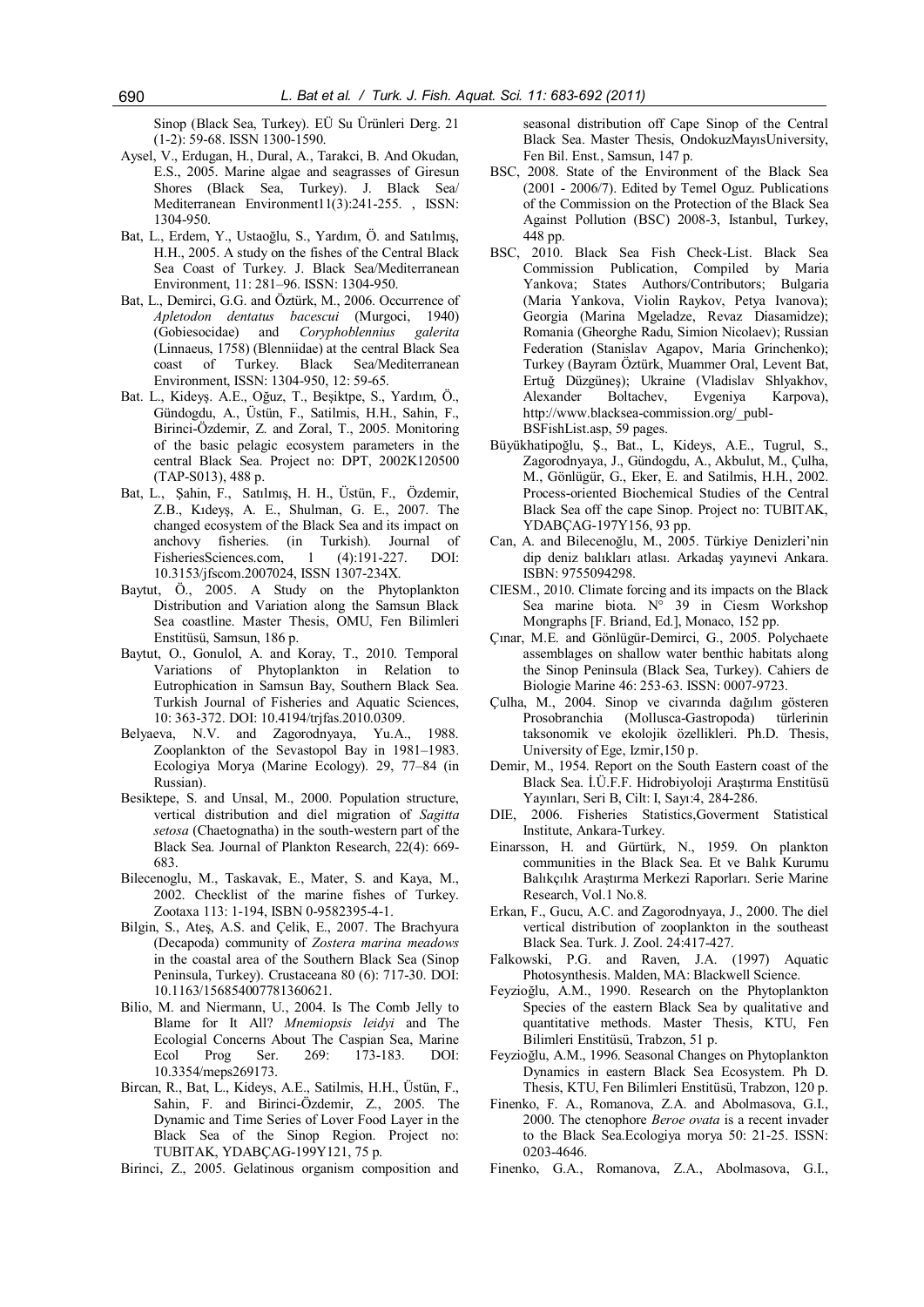Sinop (Black Sea, Turkey). EÜ Su Ürünleri Derg. 21 (1-2): 59-68. ISSN 1300-1590.

Aysel, V., Erdugan, H., Dural, A., Tarakci, B. And Okudan, E.S., 2005. Marine algae and seagrasses of Giresun Shores (Black Sea, Turkey). J. Black Sea/ Mediterranean Environment11(3):241-255. , ISSN: 1304-950.

Bat, L., Erdem, Y., Ustaoğlu, S., Yardım, Ö. and Satılmış, H.H., 2005. A study on the fishes of the Central Black Sea Coast of Turkey. J. Black Sea/Mediterranean Environment, 11: 281–96. ISSN: 1304-950.

Bat, L., Demirci, G.G. and Öztürk, M., 2006. Occurrence of *Apletodon dentatus bacescui* (Murgoci, 1940) (Gobiesocidae) and *Coryphoblennius galerita* (Linnaeus, 1758) (Blenniidae) at the central Black Sea coast of Turkey. Black Sea/Mediterranean Environment, ISSN: 1304-950, 12: 59-65.

Bat. L., Kideyş. A.E., Oğuz, T., Beşiktpe, S., Yardım, Ö., Gündogdu, A., Üstün, F., Satilmis, H.H., Sahin, F., Birinci-Özdemir, Z. and Zoral, T., 2005. Monitoring of the basic pelagic ecosystem parameters in the central Black Sea. Project no: DPT, 2002K120500 (TAP-S013), 488 p.

Bat, L., Şahin, F., Satılmış, H. H., Üstün, F., Özdemir, Z.B., Kıdeyş, A. E., Shulman, G. E., 2007. The changed ecosystem of the Black Sea and its impact on anchovy fisheries. (in Turkish). Journal of FisheriesSciences.com, 1 (4):191-227. DOI: 10.3153/jfscom.2007024, ISSN 1307-234X.

Baytut, Ö., 2005. A Study on the Phytoplankton Distribution and Variation along the Samsun Black Sea coastline. Master Thesis, OMU, Fen Bilimleri Enstitüsü, Samsun, 186 p.

Baytut, O., Gonulol, A. and Koray, T., 2010. Temporal Variations of Phytoplankton in Relation to Eutrophication in Samsun Bay, Southern Black Sea. Turkish Journal of Fisheries and Aquatic Sciences, 10: 363-372. DOI: 10.4194/trjfas.2010.0309.

Belyaeva, N.V. and Zagorodnyaya, Yu.A., 1988. Zooplankton of the Sevastopol Bay in 1981–1983. Ecologiya Morya (Marine Ecology). 29, 77–84 (in Russian).

Besiktepe, S. and Unsal, M., 2000. Population structure, vertical distribution and diel migration of *Sagitta setosa* (Chaetognatha) in the south-western part of the Black Sea. Journal of Plankton Research, 22(4): 669-683.

Bilecenoglu, M., Taskavak, E., Mater, S. and Kaya, M., 2002. Checklist of the marine fishes of Turkey. Zootaxa 113: 1-194, ISBN 0-9582395-4-1.

Bilgin, S., Ateş, A.S. and Çelik, E., 2007. The Brachyura (Decapoda) community of *Zostera marina meadows* in the coastal area of the Southern Black Sea (Sinop Peninsula, Turkey). Crustaceana 80 (6): 717-30. DOI: 10.1163/156854007781360621.

Bilio, M. and Niermann, U., 2004. Is The Comb Jelly to Blame for It All? *Mnemiopsis leidyi* and The Ecologial Concerns About The Caspian Sea, Marine Ecol Prog Ser. 269: 173-183. DOI: 10.3354/meps269173.

Bircan, R., Bat, L., Kideys, A.E., Satilmis, H.H., Üstün, F., Sahin, F. and Birinci-Özdemir, Z., 2005. The Dynamic and Time Series of Lover Food Layer in the Black Sea of the Sinop Region. Project no: TUBITAK, YDABÇAG-199Y121, 75 p.

Birinci, Z., 2005. Gelatinous organism composition and seasonal distribution off Cape Sinop of the Central Black Sea. Master Thesis, OndokuzMayısUniversity, Fen Bil. Enst., Samsun, 147 p.

BSC, 2008. State of the Environment of the Black Sea (2001 - 2006/7). Edited by Temel Oguz. Publications of the Commission on the Protection of the Black Sea Against Pollution (BSC) 2008-3, Istanbul, Turkey, 448 pp.

BSC, 2010. Black Sea Fish Check-List. Black Sea Commission Publication, Compiled by Maria Yankova; States Authors/Contributors; Bulgaria (Maria Yankova, Violin Raykov, Petya Ivanova); Georgia (Marina Mgeladze, Revaz Diasamidze); Romania (Gheorghe Radu, Simion Nicolaev); Russian Federation (Stanislav Agapov, Maria Grinchenko); Turkey (Bayram Öztürk, Muammer Oral, Levent Bat, Ertuğ Düzgüneş); Ukraine (Vladislav Shlyakhov, Alexander Boltachev, Evgeniya Karpova), http://www.blacksea-commission.org/_publ-BSFishList.asp, 59 pages.

Büyükhatipoğlu, Ş., Bat., L, Kideys, A.E., Tugrul, S., Zagorodnyaya, J., Gündogdu, A., Akbulut, M., Çulha, M., Gönlügür, G., Eker, E. and Satilmis, H.H., 2002. Process-oriented Biochemical Studies of the Central Black Sea off the cape Sinop. Project no: TUBITAK, YDABÇAG-197Y156, 93 pp.

Can, A. and Bilecenoğlu, M., 2005. Türkiye Denizleri'nin dip deniz balıkları atlası. Arkadaş yayınevi Ankara. ISBN: 9755094298.

CIESM., 2010. Climate forcing and its impacts on the Black Sea marine biota. N° 39 in Ciesm Workshop Mongraphs [F. Briand, Ed.], Monaco, 152 pp.

Çınar, M.E. and Gönlügür-Demirci, G., 2005. Polychaete assemblages on shallow water benthic habitats along the Sinop Peninsula (Black Sea, Turkey). Cahiers de Biologie Marine 46: 253-63. ISSN: 0007-9723.

Çulha, M., 2004. Sinop ve civarında dağılım gösteren Prosobranchia (Mollusca-Gastropoda) türlerinin taksonomik ve ekolojik özellikleri. Ph.D. Thesis, University of Ege, Izmir,150 p.

Demir, M., 1954. Report on the South Eastern coast of the Black Sea. İ.Ü.F.F. Hidrobiyoloji Araştırma Enstitüsü Yayınları, Seri B, Cilt: I, Sayı:4, 284-286.

DIE, 2006. Fisheries Statistics,Goverment Statistical Institute, Ankara-Turkey.

Einarsson, H. and Gürtürk, N., 1959. On plankton communities in the Black Sea. Et ve Balık Kurumu Balıkçılık Araştırma Merkezi Raporları. Serie Marine Research, Vol.1 No.8.

Erkan, F., Gucu, A.C. and Zagorodnyaya, J., 2000. The diel vertical distribution of zooplankton in the southeast Black Sea. Turk. J. Zool. 24:417-427.

Falkowski, P.G. and Raven, J.A. (1997) Aquatic Photosynthesis. Malden, MA: Blackwell Science.

Feyzioğlu, A.M., 1990. Research on the Phytoplankton Species of the eastern Black Sea by qualitative and quantitative methods. Master Thesis, KTU, Fen Bilimleri Enstitüsü, Trabzon, 51 p.

Feyzioğlu, A.M., 1996. Seasonal Changes on Phytoplankton Dynamics in eastern Black Sea Ecosystem. Ph D. Thesis, KTU, Fen Bilimleri Enstitüsü, Trabzon, 120 p.

Finenko, F. A., Romanova, Z.A. and Abolmasova, G.I., 2000. The ctenophore *Beroe ovata* is a recent invader to the Black Sea.Ecologiya morya 50: 21-25. ISSN: 0203-4646.

Finenko, G.A., Romanova, Z.A., Abolmasova, G.I.,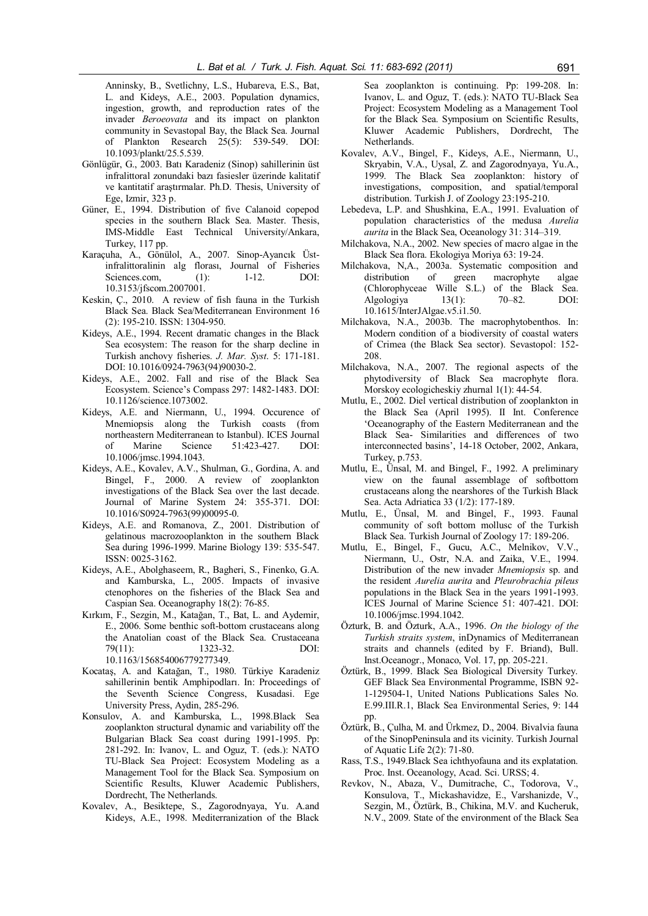Anninsky, B., Svetlichny, L.S., Hubareva, E.S., Bat, L. and Kideys, A.E., 2003. Population dynamics, ingestion, growth, and reproduction rates of the invader *Beroeovata* and its impact on plankton community in Sevastopal Bay, the Black Sea. Journal of Plankton Research 25(5): 539-549. DOI: 10.1093/plankt/25.5.539.

Gönlügür, G., 2003. Batı Karadeniz (Sinop) sahillerinin üst infralittoral zonundaki bazı fasiesler üzerinde kalitatif ve kantitatif araştırmalar. Ph.D. Thesis, University of Ege, Izmir, 323 p.

Güner, E., 1994. Distribution of five Calanoid copepod species in the southern Black Sea. Master. Thesis, IMS-Middle East Technical University/Ankara, Turkey, 117 pp.

Karaçuha, A., Gönülol, A., 2007. Sinop-Ayancık Üst-infralittoralinin alg florası, Journal of Fisheries Sciences.com, (1): 1-12. DOI: 10.3153/jfscom.2007001.

Keskin, Ç., 2010. A review of fish fauna in the Turkish Black Sea. Black Sea/Mediterranean Environment 16 (2): 195-210. ISSN: 1304-950.

Kideys, A.E., 1994. Recent dramatic changes in the Black Sea ecosystem: The reason for the sharp decline in Turkish anchovy fisheries. *J. Mar. Syst*. 5: 171-181. DOI: 10.1016/0924-7963(94)90030-2.

Kideys, A.E., 2002. Fall and rise of the Black Sea Ecosystem. Science's Compass 297: 1482-1483. DOI: 10.1126/science.1073002.

Kideys, A.E. and Niermann, U., 1994. Occurence of Mnemiopsis along the Turkish coasts (from northeastern Mediterranean to Istanbul). ICES Journal of Marine Science 51:423-427. DOI: 10.1006/jmsc.1994.1043.

Kideys, A.E., Kovalev, A.V., Shulman, G., Gordina, A. and Bingel, F., 2000. A review of zooplankton investigations of the Black Sea over the last decade. Journal of Marine System 24: 355-371. DOI: 10.1016/S0924-7963(99)00095-0.

Kideys, A.E. and Romanova, Z., 2001. Distribution of gelatinous macrozooplankton in the southern Black Sea during 1996-1999. Marine Biology 139: 535-547. ISSN: 0025-3162.

Kideys, A.E., Abolghaseem, R., Bagheri, S., Finenko, G.A. and Kamburska, L., 2005. Impacts of invasive ctenophores on the fisheries of the Black Sea and Caspian Sea. Oceanography 18(2): 76-85.

Kırkım, F., Sezgin, M., Katağan, T., Bat, L. and Aydemir, E., 2006. Some benthic soft-bottom crustaceans along the Anatolian coast of the Black Sea. Crustaceana 79(11): 1323-32. DOI: 10.1163/156854006779277349.

Kocataş, A. and Katağan, T., 1980. Türkiye Karadeniz sahillerinin bentik Amphipodları. In: Proceedings of the Seventh Science Congress, Kusadasi. Ege University Press, Aydin, 285-296.

Konsulov, A. and Kamburska, L., 1998.Black Sea zooplankton structural dynamic and variability off the Bulgarian Black Sea coast during 1991-1995. Pp: 281-292. In: Ivanov, L. and Oguz, T. (eds.): NATO TU-Black Sea Project: Ecosystem Modeling as a Management Tool for the Black Sea. Symposium on Scientific Results, Kluwer Academic Publishers, Dordrecht, The Netherlands.

Kovalev, A., Besiktepe, S., Zagorodnyaya, Yu. A.and Kideys, A.E., 1998. Mediterranization of the Black Sea zooplankton is continuing. Pp: 199-208. In: Ivanov, L. and Oguz, T. (eds.): NATO TU-Black Sea Project: Ecosystem Modeling as a Management Tool for the Black Sea. Symposium on Scientific Results, Kluwer Academic Publishers, Dordrecht, The Netherlands.

Kovalev, A.V., Bingel, F., Kideys, A.E., Niermann, U., Skryabin, V.A., Uysal, Z. and Zagorodnyaya, Yu.A., 1999. The Black Sea zooplankton: history of investigations, composition, and spatial/temporal distribution. Turkish J. of Zoology 23:195-210.

Lebedeva, L.P. and Shushkina, E.A., 1991. Evaluation of population characteristics of the medusa *Aurelia aurita* in the Black Sea, Oceanology 31: 314–319.

Milchakova, N.A., 2002. New species of macro algae in the Black Sea flora. Ekologiya Moriya 63: 19-24.

Milchakova, N,A., 2003a. Systematic composition and distribution of green macrophyte algae (Chlorophyceae Wille S.L.) of the Black Sea. Algologiya 13(1): 70–82. DOI: 10.1615/InterJAlgae.v5.i1.50.

Milchakova, N.A., 2003b. The macrophytobenthos. In: Modern condition of a biodiversity of coastal waters of Crimea (the Black Sea sector). Sevastopol: 152-208.

Milchakova, N.A., 2007. The regional aspects of the phytodiversity of Black Sea macrophyte flora. Morskoy ecologicheskiy zhurnal 1(1): 44-54.

Mutlu, E., 2002. Diel vertical distribution of zooplankton in the Black Sea (April 1995). II Int. Conference 'Oceanography of the Eastern Mediterranean and the Black Sea- Similarities and differences of two interconnected basins', 14-18 October, 2002, Ankara, Turkey, p.753.

Mutlu, E., Ünsal, M. and Bingel, F., 1992. A preliminary view on the faunal assemblage of softbottom crustaceans along the nearshores of the Turkish Black Sea. Acta Adriatica 33 (1/2): 177-189.

Mutlu, E., Ünsal, M. and Bingel, F., 1993. Faunal community of soft bottom mollusc of the Turkish Black Sea. Turkish Journal of Zoology 17: 189-206.

Mutlu, E., Bingel, F., Gucu, A.C., Melnikov, V.V., Niermann, U., Ostr, N.A. and Zaika, V.E., 1994. Distribution of the new invader *Mnemiopsis* sp. and the resident *Aurelia aurita* and *Pleurobrachia pileus* populations in the Black Sea in the years 1991-1993. ICES Journal of Marine Science 51: 407-421. DOI: 10.1006/jmsc.1994.1042.

Özturk, B. and Özturk, A.A., 1996. *On the biology of the Turkish straits system*, inDynamics of Mediterranean straits and channels (edited by F. Briand), Bull. Inst.Oceanogr., Monaco, Vol. 17, pp. 205-221.

Öztürk, B., 1999. Black Sea Biological Diversity Turkey. GEF Black Sea Environmental Programme, ISBN 92-1-129504-1, United Nations Publications Sales No. E.99.III.R.1, Black Sea Environmental Series, 9: 144 pp.

Öztürk, B., Çulha, M. and Ürkmez, D., 2004. Bivalvia fauna of the SinopPeninsula and its vicinity. Turkish Journal of Aquatic Life 2(2): 71-80.

Rass, T.S., 1949.Black Sea ichthyofauna and its explatation. Proc. Inst. Oceanology, Acad. Sci. URSS; 4.

Revkov, N., Abaza, V., Dumitrache, C., Todorova, V., Konsulova, T., Mickashavidze, E., Varshanizde, V., Sezgin, M., Öztürk, B., Chikina, M.V. and Kucheruk, N.V., 2009. State of the environment of the Black Sea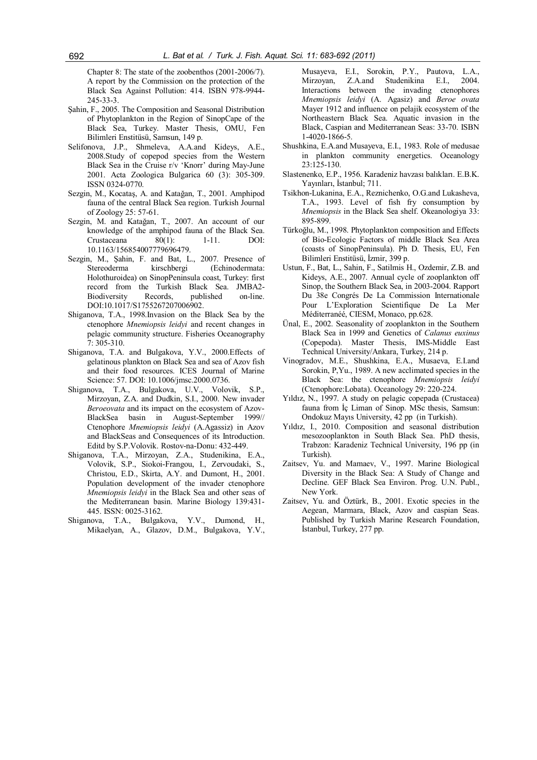Chapter 8: The state of the zoobenthos (2001-2006/7). A report by the Commission on the protection of the Black Sea Against Pollution: 414. ISBN 978-9944-245-33-3.

Şahin, F., 2005. The Composition and Seasonal Distribution of Phytoplankton in the Region of SinopCape of the Black Sea, Turkey. Master Thesis, OMU, Fen Bilimleri Enstitüsü, Samsun, 149 p.

Selifonova, J.P., Shmeleva, A.A.and Kideys, A.E., 2008.Study of copepod species from the Western Black Sea in the Cruise r/v 'Knorr' during May-June 2001. Acta Zoologica Bulgarica 60 (3): 305-309. ISSN 0324-0770.

Sezgin, M., Kocataş, A. and Katağan, T., 2001. Amphipod fauna of the central Black Sea region. Turkish Journal of Zoology 25: 57-61.

Sezgin, M. and Katağan, T., 2007. An account of our knowledge of the amphipod fauna of the Black Sea. Crustaceana 80(1): 1-11. DOI: 10.1163/156854007779696479.

Sezgin, M., Şahin, F. and Bat, L., 2007. Presence of Stereoderma kirschbergi (Echinodermata: Holothuroidea) on SinopPeninsula coast, Turkey: first record from the Turkish Black Sea. JMBA2-Biodiversity Records, published on-line. DOI:10.1017/S1755267207006902.

Shiganova, T.A., 1998.Invasion on the Black Sea by the ctenophore *Mnemiopsis leidyi* and recent changes in pelagic community structure. Fisheries Oceanography 7: 305-310.

Shiganova, T.A. and Bulgakova, Y.V., 2000.Effects of gelatinous plankton on Black Sea and sea of Azov fish and their food resources. ICES Journal of Marine Science: 57. DOI: 10.1006/jmsc.2000.0736.

Shiganova, T.A., Bulgakova, U.V., Volovik, S.P., Mirzoyan, Z.A. and Dudkin, S.I., 2000. New invader *Beroeovata* and its impact on the ecosystem of Azov-BlackSea basin in August-September 1999// Ctenophore *Mnemiopsis leidyi* (A.Agassiz) in Azov and BlackSeas and Consequences of its Introduction. Editd by S.P.Volovik. Rostov-na-Donu: 432-449.

Shiganova, T.A., Mirzoyan, Z.A., Studenikina, E.A., Volovik, S.P., Siokoi-Frangou, I., Zervoudaki, S., Christou, E.D., Skirta, A.Y. and Dumont, H., 2001. Population development of the invader ctenophore *Mnemiopsis leidyi* in the Black Sea and other seas of the Mediterranean basin. Marine Biology 139:431-445. ISSN: 0025-3162.

Shiganova, T.A., Bulgakova, Y.V., Dumond, H., Mikaelyan, A., Glazov, D.M., Bulgakova, Y.V., Musayeva, E.I., Sorokin, P.Y., Pautova, L.A., Mirzoyan, Z.A.and Studenikina E.I., 2004. Interactions between the invading ctenophores *Mnemiopsis leidyi* (A. Agasiz) and *Beroe ovata* Mayer 1912 and influence on pelajik ecosystem of the Northeastern Black Sea. Aquatic invasion in the Black, Caspian and Mediterranean Seas: 33-70. ISBN 1-4020-1866-5.

Shushkina, E.A.and Musayeva, E.I., 1983. Role of medusae in plankton community energetics. Oceanology 23:125-130.

Slastenenko, E.P., 1956. Karadeniz havzası balıkları. E.B.K. Yayınları, İstanbul; 711.

Tsikhon-Lukanina, E.A., Reznichenko, O.G.and Lukasheva, T.A., 1993. Level of fish fry consumption by *Mnemiopsis* in the Black Sea shelf. Okeanologiya 33: 895-899.

Türkoğlu, M., 1998. Phytoplankton composition and Effects of Bio-Ecologic Factors of middle Black Sea Area (coasts of SinopPeninsula). Ph D. Thesis, EU, Fen Bilimleri Enstitüsü, İzmir, 399 p.

Ustun, F., Bat, L., Sahin, F., Satilmis H., Ozdemir, Z.B. and Kideys, A.E., 2007. Annual cycle of zooplankton off Sinop, the Southern Black Sea, in 2003-2004. Rapport Du 38e Congrés De La Commission Internationale Pour L'Exploration Scientifique De La Mer Méditerranéé, CIESM, Monaco, pp.628.

Ünal, E., 2002. Seasonality of zooplankton in the Southern Black Sea in 1999 and Genetics of *Calanus euxinus* (Copepoda). Master Thesis, IMS-Middle East Technical University/Ankara, Turkey, 214 p.

Vinogradov, M.E., Shushkina, E.A., Musaeva, E.I.and Sorokin, P,Yu., 1989. A new acclimated species in the Black Sea: the ctenophore *Mnemiopsis leidyi* (Ctenophore:Lobata). Oceanology 29: 220-224.

Yıldız, N., 1997. A study on pelagic copepada (Crustacea) fauna from İç Liman of Sinop. MSc thesis, Samsun: Ondokuz Mayıs University, 42 pp (in Turkish).

Yıldız, I., 2010. Composition and seasonal distribution mesozooplankton in South Black Sea. PhD thesis, Trabzon: Karadeniz Technical University, 196 pp (in Turkish).

Zaitsev, Yu. and Mamaev, V., 1997. Marine Biological Diversity in the Black Sea: A Study of Change and Decline. GEF Black Sea Environ. Prog. U.N. Publ., New York.

Zaitsev, Yu. and Öztürk, B., 2001. Exotic species in the Aegean, Marmara, Black, Azov and caspian Seas. Published by Turkish Marine Research Foundation, İstanbul, Turkey, 277 pp.